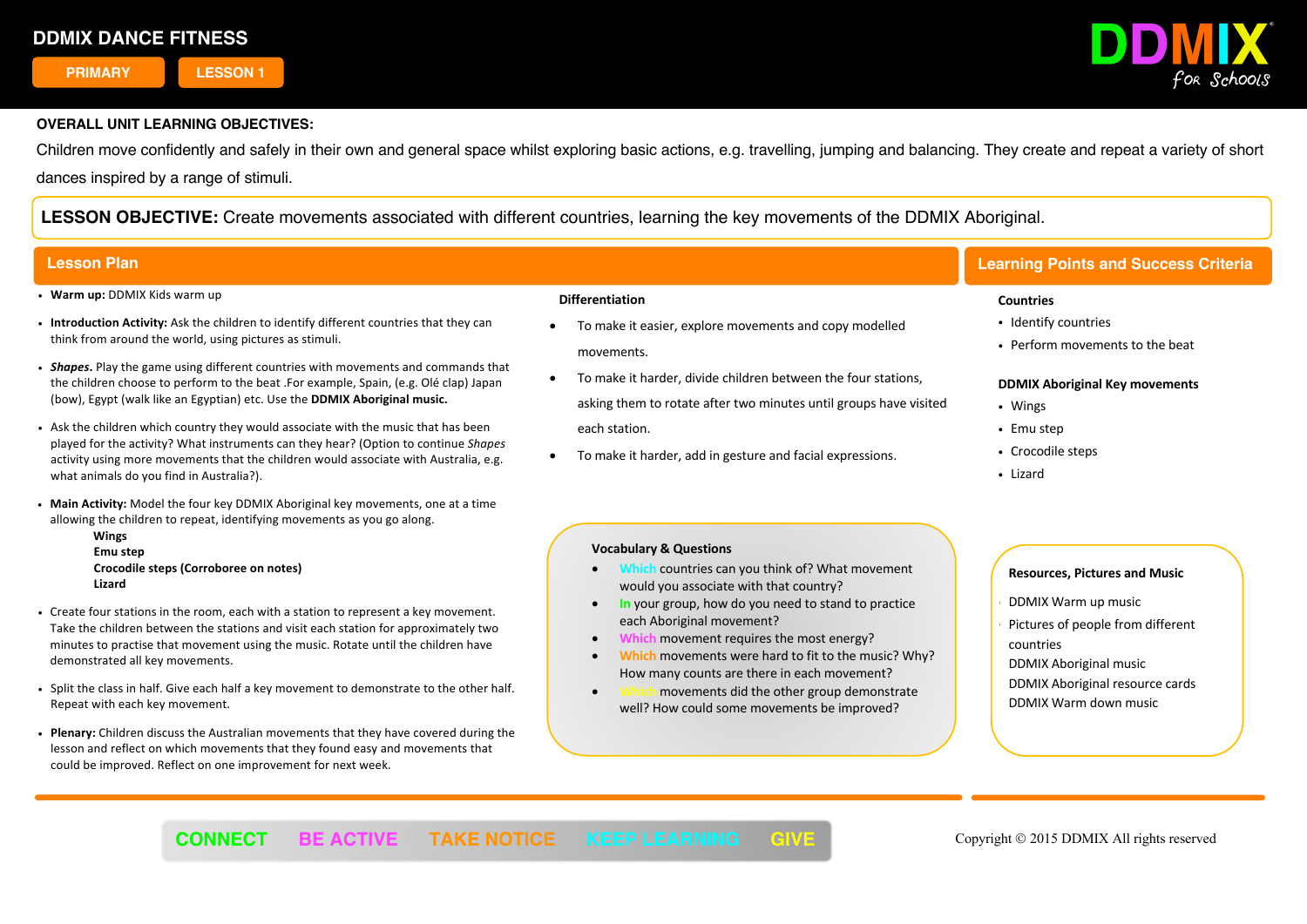# DDMIX DANCE FITNESS

PRIMARY | LESSON 1

DDMIX for Schools

**OVERALL UNIT LEARNING OBJECTIVES:**

Children move confidently and safely in their own and general space whilst exploring basic actions, e.g. travelling, jumping and balancing. They create and repeat a variety of short dances inspired by a range of stimuli.

**LESSON OBJECTIVE:** Create movements associated with different countries, learning the key movements of the DDMIX Aboriginal.

## Lesson Plan

- **Warm up:** DDMIX Kids warm up
- **Introduction Activity:** Ask the children to identify different countries that they can think from around the world, using pictures as stimuli.
- ***Shapes.*** Play the game using different countries with movements and commands that the children choose to perform to the beat .For example, Spain, (e.g. Olé clap) Japan (bow), Egypt (walk like an Egyptian) etc. Use the **DDMIX Aboriginal music.**
- Ask the children which country they would associate with the music that has been played for the activity? What instruments can they hear? (Option to continue *Shapes* activity using more movements that the children would associate with Australia, e.g. what animals do you find in Australia?).
- **Main Activity:** Model the four key DDMIX Aboriginal key movements, one at a time allowing the children to repeat, identifying movements as you go along.
  - **Wings**
  - **Emu step**
  - **Crocodile steps (Corroboree on notes)**
  - **Lizard**
- Create four stations in the room, each with a station to represent a key movement. Take the children between the stations and visit each station for approximately two minutes to practise that movement using the music. Rotate until the children have demonstrated all key movements.
- Split the class in half. Give each half a key movement to demonstrate to the other half. Repeat with each key movement.
- **Plenary:** Children discuss the Australian movements that they have covered during the lesson and reflect on which movements that they found easy and movements that could be improved. Reflect on one improvement for next week.

**Differentiation**

- To make it easier, explore movements and copy modelled movements.
- To make it harder, divide children between the four stations, asking them to rotate after two minutes until groups have visited each station.
- To make it harder, add in gesture and facial expressions.

**Vocabulary & Questions**

- Which countries can you think of? What movement would you associate with that country?
- In your group, how do you need to stand to practice each Aboriginal movement?
- Which movement requires the most energy?
- Which movements were hard to fit to the music? Why? How many counts are there in each movement?
- Which movements did the other group demonstrate well? How could some movements be improved?

## Learning Points and Success Criteria

**Countries**

- Identify countries
- Perform movements to the beat

**DDMIX Aboriginal Key movements**

- Wings
- Emu step
- Crocodile steps
- Lizard

**Resources, Pictures and Music**

- DDMIX Warm up music
- Pictures of people from different countries
- DDMIX Aboriginal music
- DDMIX Aboriginal resource cards
- DDMIX Warm down music

CONNECT BE ACTIVE TAKE NOTICE KEEP LEARNING GIVE

Copyright © 2015 DDMIX All rights reserved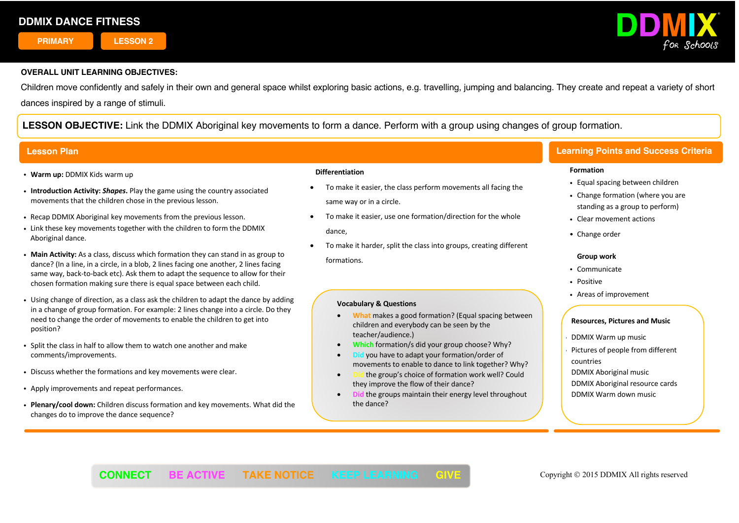# DDMIX DANCE FITNESS

PRIMARY | LESSON 2

DDMIX for Schools

**OVERALL UNIT LEARNING OBJECTIVES:**

Children move confidently and safely in their own and general space whilst exploring basic actions, e.g. travelling, jumping and balancing. They create and repeat a variety of short dances inspired by a range of stimuli.

**LESSON OBJECTIVE:** Link the DDMIX Aboriginal key movements to form a dance. Perform with a group using changes of group formation.

## Lesson Plan

- **Warm up:** DDMIX Kids warm up
- **Introduction Activity:** ***Shapes.*** Play the game using the country associated movements that the children chose in the previous lesson.
- Recap DDMIX Aboriginal key movements from the previous lesson.
- Link these key movements together with the children to form the DDMIX Aboriginal dance.
- **Main Activity:** As a class, discuss which formation they can stand in as group to dance? (In a line, in a circle, in a blob, 2 lines facing one another, 2 lines facing same way, back-to-back etc). Ask them to adapt the sequence to allow for their chosen formation making sure there is equal space between each child.
- Using change of direction, as a class ask the children to adapt the dance by adding in a change of group formation. For example: 2 lines change into a circle. Do they need to change the order of movements to enable the children to get into position?
- Split the class in half to allow them to watch one another and make comments/improvements.
- Discuss whether the formations and key movements were clear.
- Apply improvements and repeat performances.
- **Plenary/cool down:** Children discuss formation and key movements. What did the changes do to improve the dance sequence?

### Differentiation

- To make it easier, the class perform movements all facing the same way or in a circle.
- To make it easier, use one formation/direction for the whole dance,
- To make it harder, split the class into groups, creating different formations.

### Vocabulary & Questions

- What makes a good formation? (Equal spacing between children and everybody can be seen by the teacher/audience.)
- Which formation/s did your group choose? Why?
- Did you have to adapt your formation/order of movements to enable to dance to link together? Why?
- Did the group's choice of formation work well? Could they improve the flow of their dance?
- Did the groups maintain their energy level throughout the dance?

## Learning Points and Success Criteria

**Formation**

- Equal spacing between children
- Change formation (where you are standing as a group to perform)
- Clear movement actions
- Change order

**Group work**

- Communicate
- Positive
- Areas of improvement

### Resources, Pictures and Music

- DDMIX Warm up music
- Pictures of people from different countries
- DDMIX Aboriginal music
- DDMIX Aboriginal resource cards
- DDMIX Warm down music

CONNECT | BE ACTIVE | TAKE NOTICE | KEEP LEARNING | GIVE

Copyright © 2015 DDMIX All rights reserved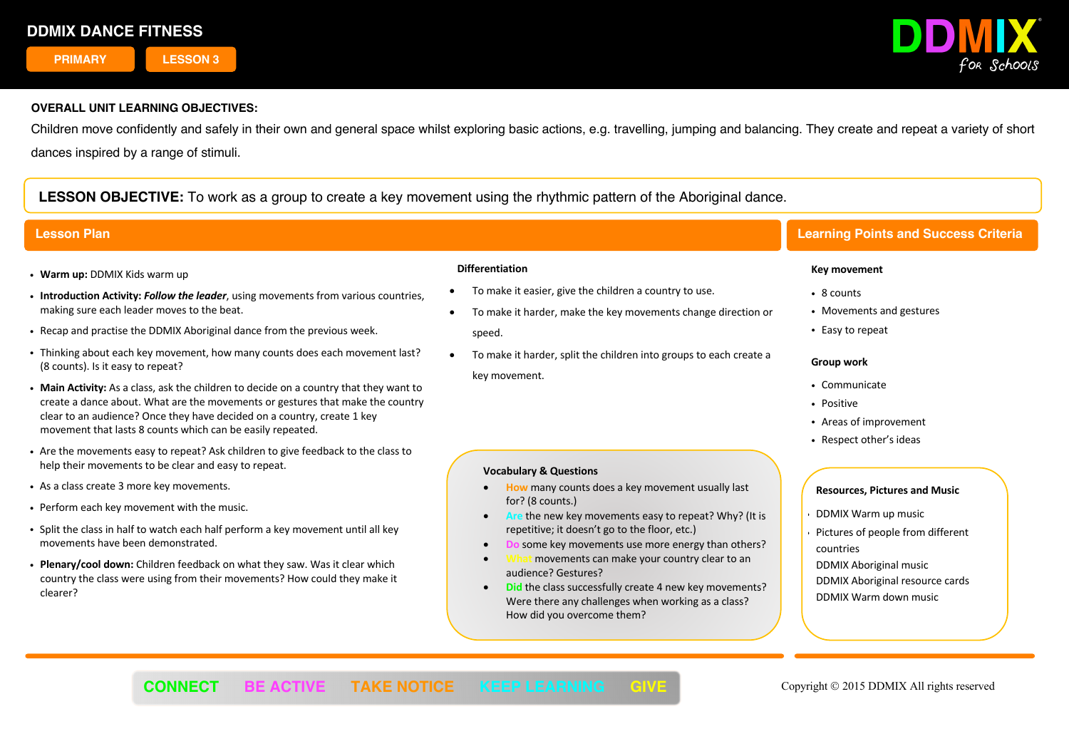# DDMIX DANCE FITNESS

PRIMARY | LESSON 3

DDMIX for Schools

**OVERALL UNIT LEARNING OBJECTIVES:**

Children move confidently and safely in their own and general space whilst exploring basic actions, e.g. travelling, jumping and balancing. They create and repeat a variety of short dances inspired by a range of stimuli.

**LESSON OBJECTIVE:** To work as a group to create a key movement using the rhythmic pattern of the Aboriginal dance.

## Lesson Plan

- **Warm up:** DDMIX Kids warm up
- **Introduction Activity:** ***Follow the leader***, using movements from various countries, making sure each leader moves to the beat.
- Recap and practise the DDMIX Aboriginal dance from the previous week.
- Thinking about each key movement, how many counts does each movement last? (8 counts). Is it easy to repeat?
- **Main Activity:** As a class, ask the children to decide on a country that they want to create a dance about. What are the movements or gestures that make the country clear to an audience? Once they have decided on a country, create 1 key movement that lasts 8 counts which can be easily repeated.
- Are the movements easy to repeat? Ask children to give feedback to the class to help their movements to be clear and easy to repeat.
- As a class create 3 more key movements.
- Perform each key movement with the music.
- Split the class in half to watch each half perform a key movement until all key movements have been demonstrated.
- **Plenary/cool down:** Children feedback on what they saw. Was it clear which country the class were using from their movements? How could they make it clearer?

### Differentiation

- To make it easier, give the children a country to use.
- To make it harder, make the key movements change direction or speed.
- To make it harder, split the children into groups to each create a key movement.

### Vocabulary & Questions

- How many counts does a key movement usually last for? (8 counts.)
- Are the new key movements easy to repeat? Why? (It is repetitive; it doesn't go to the floor, etc.)
- Do some key movements use more energy than others?
- What movements can make your country clear to an audience? Gestures?
- Did the class successfully create 4 new key movements? Were there any challenges when working as a class? How did you overcome them?

## Learning Points and Success Criteria

**Key movement**

- 8 counts
- Movements and gestures
- Easy to repeat

**Group work**

- Communicate
- Positive
- Areas of improvement
- Respect other's ideas

### Resources, Pictures and Music

- DDMIX Warm up music
- Pictures of people from different countries
- DDMIX Aboriginal music
- DDMIX Aboriginal resource cards
- DDMIX Warm down music

CONNECT | BE ACTIVE | TAKE NOTICE | KEEP LEARNING | GIVE

Copyright © 2015 DDMIX All rights reserved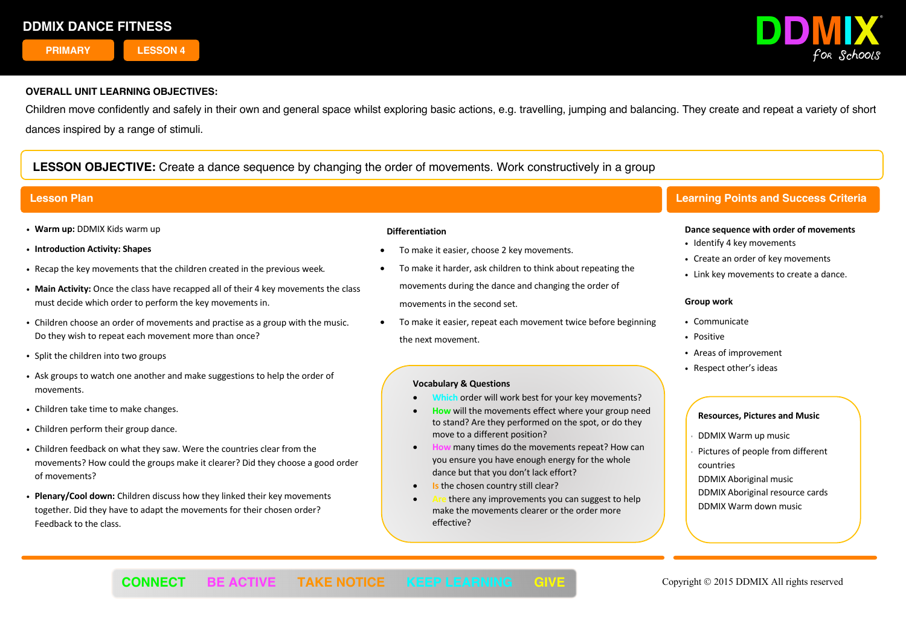# DDMIX DANCE FITNESS

PRIMARY | LESSON 4

DDMIX for Schools

**OVERALL UNIT LEARNING OBJECTIVES:**

Children move confidently and safely in their own and general space whilst exploring basic actions, e.g. travelling, jumping and balancing. They create and repeat a variety of short dances inspired by a range of stimuli.

**LESSON OBJECTIVE:** Create a dance sequence by changing the order of movements. Work constructively in a group

## Lesson Plan

- **Warm up:** DDMIX Kids warm up
- **Introduction Activity: Shapes**
- Recap the key movements that the children created in the previous week.
- **Main Activity:** Once the class have recapped all of their 4 key movements the class must decide which order to perform the key movements in.
- Children choose an order of movements and practise as a group with the music. Do they wish to repeat each movement more than once?
- Split the children into two groups
- Ask groups to watch one another and make suggestions to help the order of movements.
- Children take time to make changes.
- Children perform their group dance.
- Children feedback on what they saw. Were the countries clear from the movements? How could the groups make it clearer? Did they choose a good order of movements?
- **Plenary/Cool down:** Children discuss how they linked their key movements together. Did they have to adapt the movements for their chosen order? Feedback to the class.

**Differentiation**

- To make it easier, choose 2 key movements.
- To make it harder, ask children to think about repeating the movements during the dance and changing the order of movements in the second set.
- To make it easier, repeat each movement twice before beginning the next movement.

**Vocabulary & Questions**

- Which order will work best for your key movements?
- How will the movements effect where your group need to stand? Are they performed on the spot, or do they move to a different position?
- How many times do the movements repeat? How can you ensure you have enough energy for the whole dance but that you don't lack effort?
- Is the chosen country still clear?
- Are there any improvements you can suggest to help make the movements clearer or the order more effective?

## Learning Points and Success Criteria

**Dance sequence with order of movements**

- Identify 4 key movements
- Create an order of key movements
- Link key movements to create a dance.

**Group work**

- Communicate
- Positive
- Areas of improvement
- Respect other's ideas

**Resources, Pictures and Music**

- DDMIX Warm up music
- Pictures of people from different countries
- DDMIX Aboriginal music
- DDMIX Aboriginal resource cards
- DDMIX Warm down music

CONNECT BE ACTIVE TAKE NOTICE KEEP LEARNING GIVE

Copyright © 2015 DDMIX All rights reserved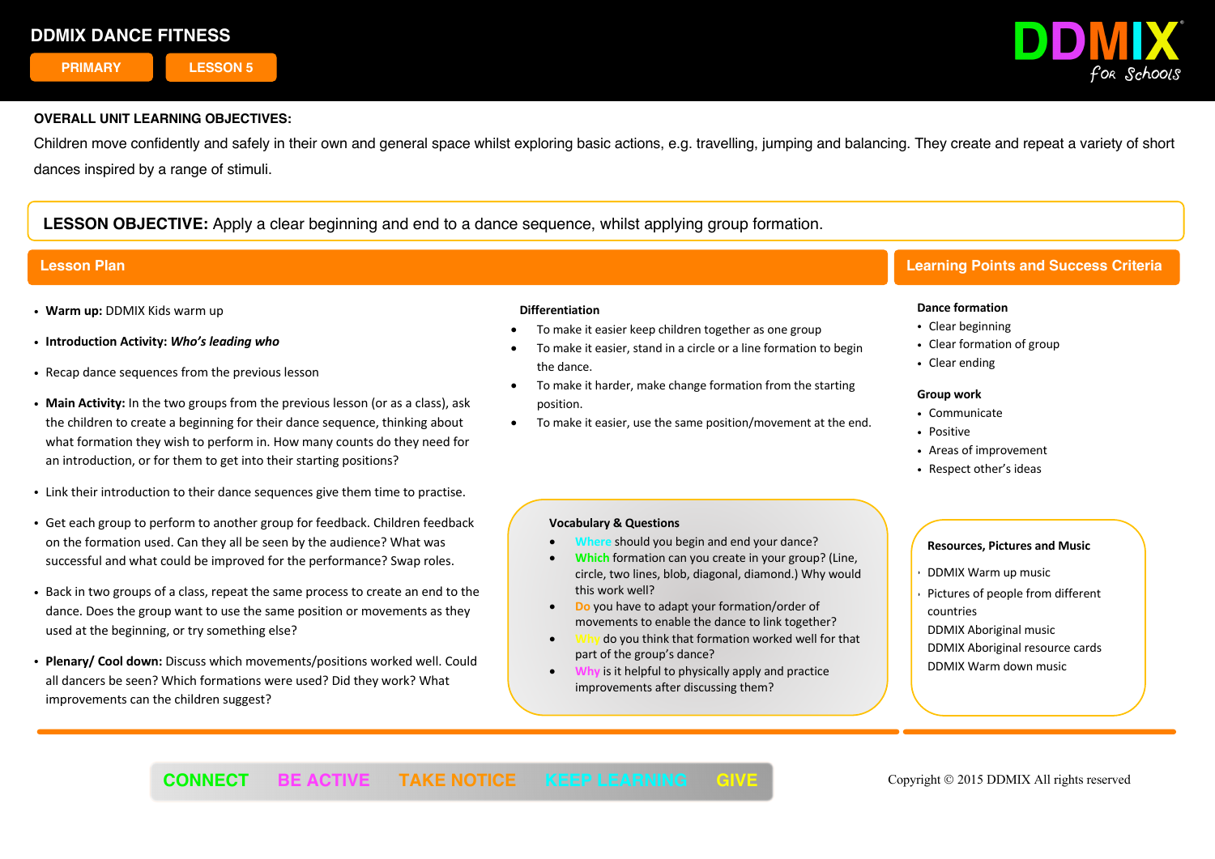# DDMIX DANCE FITNESS

PRIMARY | LESSON 5

DDMIX for Schools

**OVERALL UNIT LEARNING OBJECTIVES:**

Children move confidently and safely in their own and general space whilst exploring basic actions, e.g. travelling, jumping and balancing. They create and repeat a variety of short dances inspired by a range of stimuli.

**LESSON OBJECTIVE:** Apply a clear beginning and end to a dance sequence, whilst applying group formation.

## Lesson Plan

- **Warm up:** DDMIX Kids warm up
- **Introduction Activity:** ***Who's leading who***
- Recap dance sequences from the previous lesson
- **Main Activity:** In the two groups from the previous lesson (or as a class), ask the children to create a beginning for their dance sequence, thinking about what formation they wish to perform in. How many counts do they need for an introduction, or for them to get into their starting positions?
- Link their introduction to their dance sequences give them time to practise.
- Get each group to perform to another group for feedback. Children feedback on the formation used. Can they all be seen by the audience? What was successful and what could be improved for the performance? Swap roles.
- Back in two groups of a class, repeat the same process to create an end to the dance. Does the group want to use the same position or movements as they used at the beginning, or try something else?
- **Plenary/ Cool down:** Discuss which movements/positions worked well. Could all dancers be seen? Which formations were used? Did they work? What improvements can the children suggest?

**Differentiation**

- To make it easier keep children together as one group
- To make it easier, stand in a circle or a line formation to begin the dance.
- To make it harder, make change formation from the starting position.
- To make it easier, use the same position/movement at the end.

**Vocabulary & Questions**

- Where should you begin and end your dance?
- Which formation can you create in your group? (Line, circle, two lines, blob, diagonal, diamond.) Why would this work well?
- Do you have to adapt your formation/order of movements to enable the dance to link together?
- Why do you think that formation worked well for that part of the group's dance?
- Why is it helpful to physically apply and practice improvements after discussing them?

## Learning Points and Success Criteria

**Dance formation**

- Clear beginning
- Clear formation of group
- Clear ending

**Group work**

- Communicate
- Positive
- Areas of improvement
- Respect other's ideas

**Resources, Pictures and Music**

- DDMIX Warm up music
- Pictures of people from different countries
- DDMIX Aboriginal music
- DDMIX Aboriginal resource cards
- DDMIX Warm down music

CONNECT BE ACTIVE TAKE NOTICE KEEP LEARNING GIVE

Copyright © 2015 DDMIX All rights reserved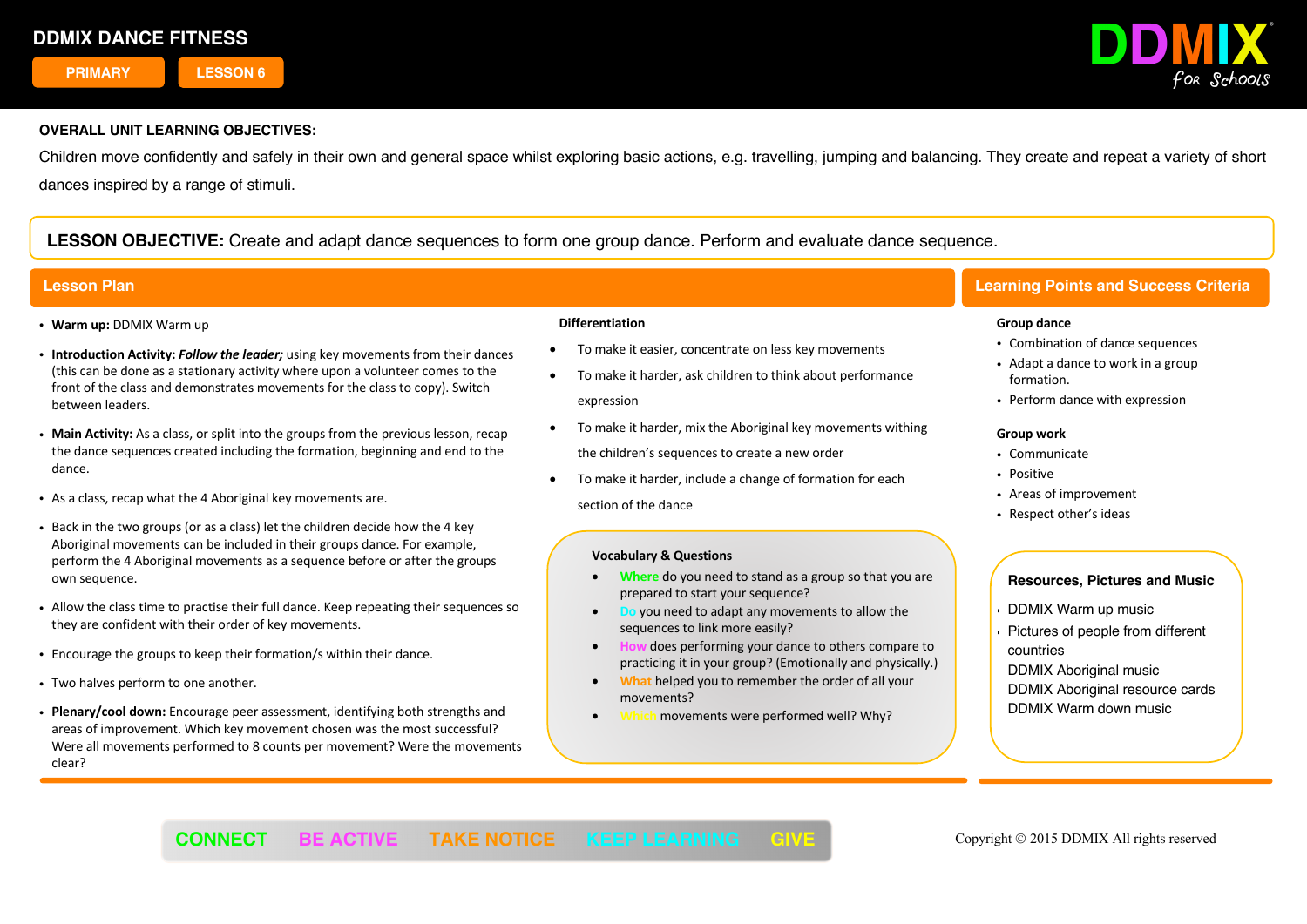# DDMIX DANCE FITNESS

PRIMARY LESSON 6

DDMIX for Schools

**OVERALL UNIT LEARNING OBJECTIVES:**

Children move confidently and safely in their own and general space whilst exploring basic actions, e.g. travelling, jumping and balancing. They create and repeat a variety of short dances inspired by a range of stimuli.

**LESSON OBJECTIVE:** Create and adapt dance sequences to form one group dance. Perform and evaluate dance sequence.

## Lesson Plan

- **Warm up:** DDMIX Warm up
- **Introduction Activity:** ***Follow the leader;*** using key movements from their dances (this can be done as a stationary activity where upon a volunteer comes to the front of the class and demonstrates movements for the class to copy). Switch between leaders.
- **Main Activity:** As a class, or split into the groups from the previous lesson, recap the dance sequences created including the formation, beginning and end to the dance.
- As a class, recap what the 4 Aboriginal key movements are.
- Back in the two groups (or as a class) let the children decide how the 4 key Aboriginal movements can be included in their groups dance. For example, perform the 4 Aboriginal movements as a sequence before or after the groups own sequence.
- Allow the class time to practise their full dance. Keep repeating their sequences so they are confident with their order of key movements.
- Encourage the groups to keep their formation/s within their dance.
- Two halves perform to one another.
- **Plenary/cool down:** Encourage peer assessment, identifying both strengths and areas of improvement. Which key movement chosen was the most successful? Were all movements performed to 8 counts per movement? Were the movements clear?

**Differentiation**

- To make it easier, concentrate on less key movements
- To make it harder, ask children to think about performance expression
- To make it harder, mix the Aboriginal key movements withing the children's sequences to create a new order
- To make it harder, include a change of formation for each section of the dance

**Vocabulary & Questions**

- Where do you need to stand as a group so that you are prepared to start your sequence?
- Do you need to adapt any movements to allow the sequences to link more easily?
- How does performing your dance to others compare to practicing it in your group? (Emotionally and physically.)
- What helped you to remember the order of all your movements?
- Which movements were performed well? Why?

## Learning Points and Success Criteria

**Group dance**

- Combination of dance sequences
- Adapt a dance to work in a group formation.
- Perform dance with expression

**Group work**

- Communicate
- Positive
- Areas of improvement
- Respect other's ideas

**Resources, Pictures and Music**

- DDMIX Warm up music
- Pictures of people from different countries

DDMIX Aboriginal music
DDMIX Aboriginal resource cards
DDMIX Warm down music

CONNECT BE ACTIVE TAKE NOTICE KEEP LEARNING GIVE

Copyright © 2015 DDMIX All rights reserved